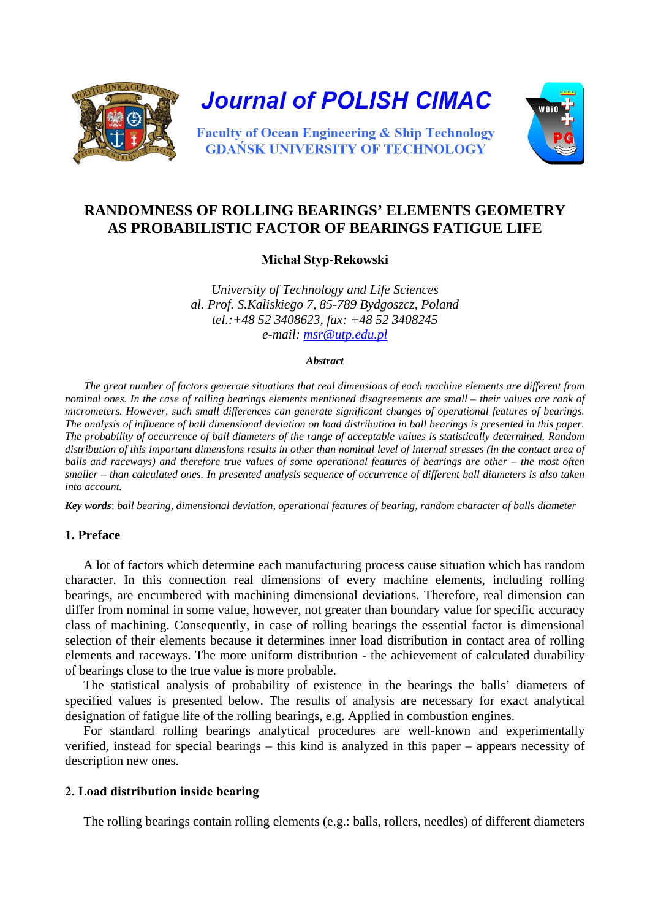# RANDOMNESS OF ROLLING BEARINGS' ELEMENTS GEOMETRY AS PROBABILISTIC FACTOR OF BEARINGS FATIGUE LIFE

**Michał Styp-Rekowski**

*University of Technology and Life Sciences*
*al. Prof. S.Kaliskiego 7, 85-789 Bydgoszcz, Poland*
*tel.:+48 52 3408623, fax: +48 52 3408245*
*e-mail: msr@utp.edu.pl*

***Abstract***

*The great number of factors generate situations that real dimensions of each machine elements are different from nominal ones. In the case of rolling bearings elements mentioned disagreements are small – their values are rank of micrometers. However, such small differences can generate significant changes of operational features of bearings. The analysis of influence of ball dimensional deviation on load distribution in ball bearings is presented in this paper. The probability of occurrence of ball diameters of the range of acceptable values is statistically determined. Random distribution of this important dimensions results in other than nominal level of internal stresses (in the contact area of balls and raceways) and therefore true values of some operational features of bearings are other – the most often smaller – than calculated ones. In presented analysis sequence of occurrence of different ball diameters is also taken into account.*

***Key words**: ball bearing, dimensional deviation, operational features of bearing, random character of balls diameter*

## 1. Preface

A lot of factors which determine each manufacturing process cause situation which has random character. In this connection real dimensions of every machine elements, including rolling bearings, are encumbered with machining dimensional deviations. Therefore, real dimension can differ from nominal in some value, however, not greater than boundary value for specific accuracy class of machining. Consequently, in case of rolling bearings the essential factor is dimensional selection of their elements because it determines inner load distribution in contact area of rolling elements and raceways. The more uniform distribution - the achievement of calculated durability of bearings close to the true value is more probable.

The statistical analysis of probability of existence in the bearings the balls' diameters of specified values is presented below. The results of analysis are necessary for exact analytical designation of fatigue life of the rolling bearings, e.g. Applied in combustion engines.

For standard rolling bearings analytical procedures are well-known and experimentally verified, instead for special bearings – this kind is analyzed in this paper – appears necessity of description new ones.

## 2. Load distribution inside bearing

The rolling bearings contain rolling elements (e.g.: balls, rollers, needles) of different diameters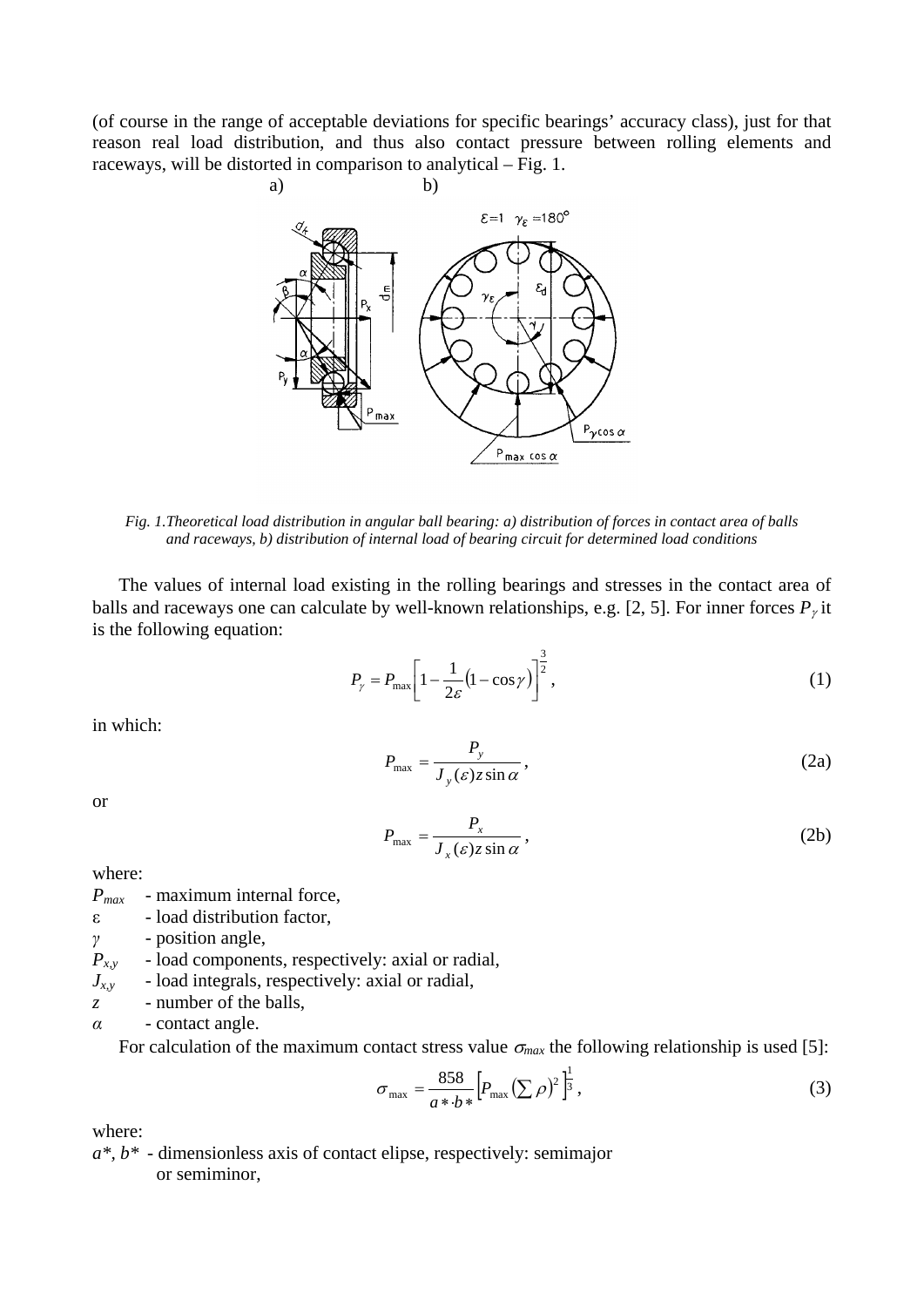(of course in the range of acceptable deviations for specific bearings' accuracy class), just for that reason real load distribution, and thus also contact pressure between rolling elements and raceways, will be distorted in comparison to analytical – Fig. 1.

*Fig. 1.Theoretical load distribution in angular ball bearing: a) distribution of forces in contact area of balls and raceways, b) distribution of internal load of bearing circuit for determined load conditions*

The values of internal load existing in the rolling bearings and stresses in the contact area of balls and raceways one can calculate by well-known relationships, e.g. [2, 5]. For inner forces $P_\gamma$ it is the following equation:

$$P_\gamma = P_{\max}\left[1 - \frac{1}{2\varepsilon}\left(1 - \cos\gamma\right)\right]^{\frac{3}{2}}, \tag{1}$$

in which:

$$P_{\max} = \frac{P_y}{J_y(\varepsilon) z \sin\alpha}, \tag{2a}$$

or

$$P_{\max} = \frac{P_x}{J_x(\varepsilon) z \sin\alpha}, \tag{2b}$$

where:

- $P_{max}$ - maximum internal force,
- $\varepsilon$ - load distribution factor,
- $\gamma$ - position angle,
- $P_{x,y}$ - load components, respectively: axial or radial,
- $J_{x,y}$ - load integrals, respectively: axial or radial,
- $z$ - number of the balls,
- $\alpha$ - contact angle.

For calculation of the maximum contact stress value $\sigma_{max}$ the following relationship is used [5]:

$$\sigma_{\max} = \frac{858}{a * \cdot b *}\left[P_{\max}\left(\sum \rho\right)^2\right]^{\frac{1}{3}}, \tag{3}$$

where:

$a^*$, $b^*$ - dimensionless axis of contact elipse, respectively: semimajor or semiminor,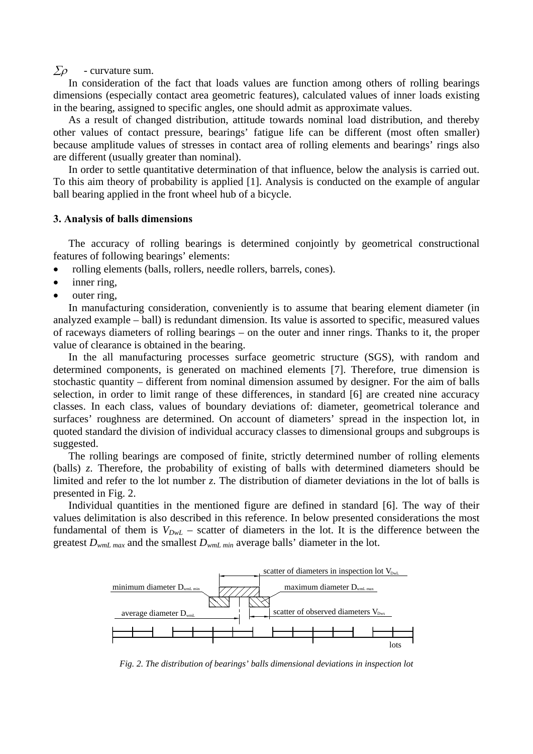$\Sigma\rho$ - curvature sum.

In consideration of the fact that loads values are function among others of rolling bearings dimensions (especially contact area geometric features), calculated values of inner loads existing in the bearing, assigned to specific angles, one should admit as approximate values.

As a result of changed distribution, attitude towards nominal load distribution, and thereby other values of contact pressure, bearings' fatigue life can be different (most often smaller) because amplitude values of stresses in contact area of rolling elements and bearings' rings also are different (usually greater than nominal).

In order to settle quantitative determination of that influence, below the analysis is carried out. To this aim theory of probability is applied [1]. Analysis is conducted on the example of angular ball bearing applied in the front wheel hub of a bicycle.

### 3. Analysis of balls dimensions

The accuracy of rolling bearings is determined conjointly by geometrical constructional features of following bearings' elements:

- rolling elements (balls, rollers, needle rollers, barrels, cones).
- inner ring,
- outer ring,

In manufacturing consideration, conveniently is to assume that bearing element diameter (in analyzed example – ball) is redundant dimension. Its value is assorted to specific, measured values of raceways diameters of rolling bearings – on the outer and inner rings. Thanks to it, the proper value of clearance is obtained in the bearing.

In the all manufacturing processes surface geometric structure (SGS), with random and determined components, is generated on machined elements [7]. Therefore, true dimension is stochastic quantity – different from nominal dimension assumed by designer. For the aim of balls selection, in order to limit range of these differences, in standard [6] are created nine accuracy classes. In each class, values of boundary deviations of: diameter, geometrical tolerance and surfaces' roughness are determined. On account of diameters' spread in the inspection lot, in quoted standard the division of individual accuracy classes to dimensional groups and subgroups is suggested.

The rolling bearings are composed of finite, strictly determined number of rolling elements (balls) *z*. Therefore, the probability of existing of balls with determined diameters should be limited and refer to the lot number *z*. The distribution of diameter deviations in the lot of balls is presented in Fig. 2.

Individual quantities in the mentioned figure are defined in standard [6]. The way of their values delimitation is also described in this reference. In below presented considerations the most fundamental of them is $V_{DwL}$ – scatter of diameters in the lot. It is the difference between the greatest $D_{wmL\,max}$ and the smallest $D_{wmL\,min}$ average balls' diameter in the lot.

*Fig. 2. The distribution of bearings' balls dimensional deviations in inspection lot*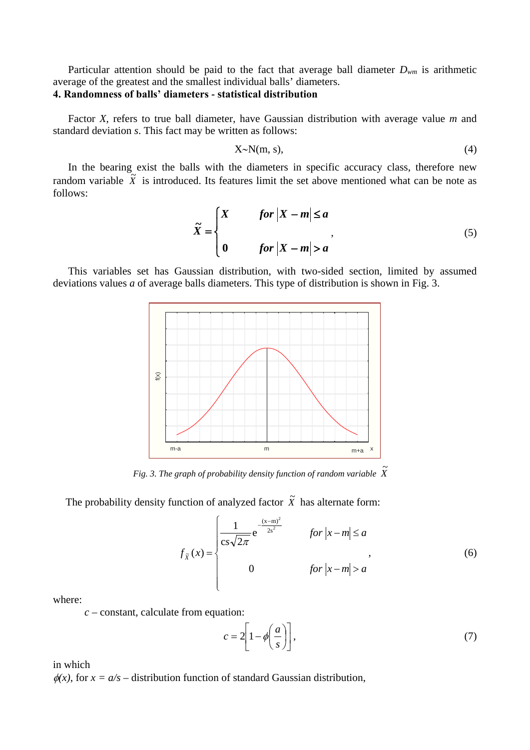Particular attention should be paid to the fact that average ball diameter $D_{wm}$ is arithmetic average of the greatest and the smallest individual balls' diameters.

**4. Randomness of balls' diameters - statistical distribution**

Factor $X$, refers to true ball diameter, have Gaussian distribution with average value $m$ and standard deviation $s$. This fact may be written as follows:

$$X \sim N(m, s), \tag{4}$$

In the bearing exist the balls with the diameters in specific accuracy class, therefore new random variable $\tilde{X}$ is introduced. Its features limit the set above mentioned what can be note as follows:

$$\tilde{X} = \begin{cases} X & \text{for } |X - m| \leq a \\ 0 & \text{for } |X - m| > a \end{cases}, \tag{5}$$

This variables set has Gaussian distribution, with two-sided section, limited by assumed deviations values $a$ of average balls diameters. This type of distribution is shown in Fig. 3.

*Fig. 3. The graph of probability density function of random variable $\tilde{X}$*

The probability density function of analyzed factor $\tilde{X}$ has alternate form:

$$f_{\tilde{X}}(x) = \begin{cases} \dfrac{1}{cs\sqrt{2\pi}} e^{-\frac{(x-m)^2}{2s^2}} & \text{for } |x - m| \leq a \\ 0 & \text{for } |x - m| > a \end{cases}, \tag{6}$$

where:

$c$ – constant, calculate from equation:

$$c = 2\left[1 - \phi\left(\frac{a}{s}\right)\right], \tag{7}$$

in which

$\phi(x)$, for $x = a/s$ – distribution function of standard Gaussian distribution,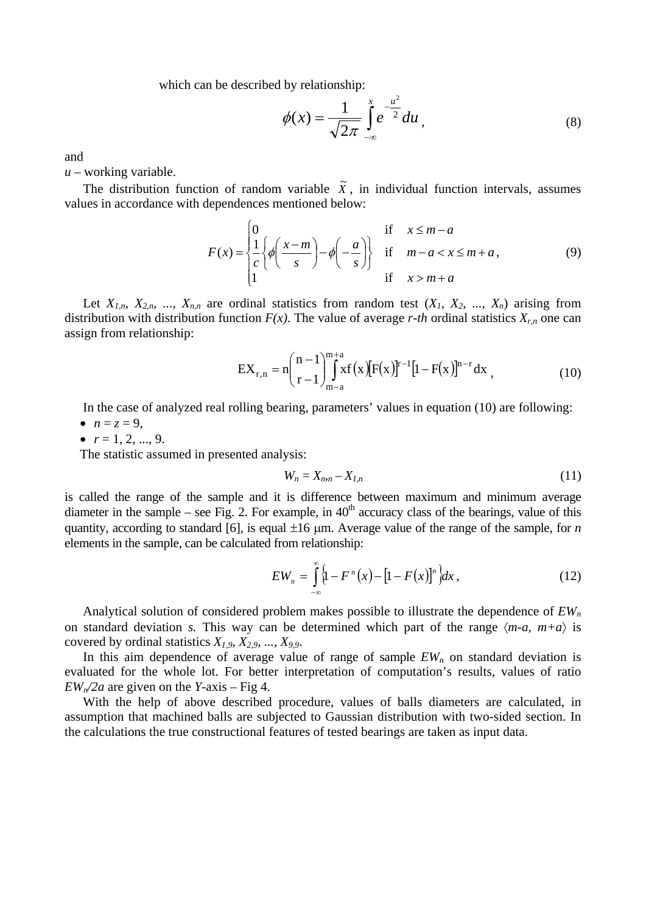which can be described by relationship:

$$\phi(x) = \frac{1}{\sqrt{2\pi}} \int_{-\infty}^{x} e^{-\frac{u^2}{2}} du \,, \tag{8}$$

and

$u$ – working variable.

The distribution function of random variable $\tilde{X}$, in individual function intervals, assumes values in accordance with dependences mentioned below:

$$F(x) = \begin{cases} 0 & \text{if} \quad x \le m-a \\ \frac{1}{c}\left\{\phi\left(\frac{x-m}{s}\right) - \phi\left(-\frac{a}{s}\right)\right\} & \text{if} \quad m-a < x \le m+a \\ 1 & \text{if} \quad x > m+a \end{cases}, \tag{9}$$

Let $X_{1,n}$, $X_{2,n}$, ..., $X_{n,n}$ are ordinal statistics from random test ($X_1$, $X_2$, ..., $X_n$) arising from distribution with distribution function $F(x)$. The value of average $r$-$th$ ordinal statistics $X_{r,n}$ one can assign from relationship:

$$\mathrm{E}X_{r,n} = n\binom{n-1}{r-1}\int_{m-a}^{m+a} x f(x)\left[F(x)\right]^{r-1}\left[1-F(x)\right]^{n-r} dx \,, \tag{10}$$

In the case of analyzed real rolling bearing, parameters' values in equation (10) are following:

- $n = z = 9$,
- $r = 1, 2, ..., 9$.

The statistic assumed in presented analysis:

$$W_n = X_{n,n} - X_{1,n} \tag{11}$$

is called the range of the sample and it is difference between maximum and minimum average diameter in the sample – see Fig. 2. For example, in 40[th] accuracy class of the bearings, value of this quantity, according to standard [6], is equal ±16 μm. Average value of the range of the sample, for $n$ elements in the sample, can be calculated from relationship:

$$EW_n = \int_{-\infty}^{\infty} \left\{1 - F^n(x) - \left[1 - F(x)\right]^n\right\} dx \,, \tag{12}$$

Analytical solution of considered problem makes possible to illustrate the dependence of $EW_n$ on standard deviation $s$. This way can be determined which part of the range $\langle m-a,\, m+a\rangle$ is covered by ordinal statistics $X_{1,9}$, $X_{2,9}$, ..., $X_{9,9}$.

In this aim dependence of average value of range of sample $EW_n$ on standard deviation is evaluated for the whole lot. For better interpretation of computation's results, values of ratio $EW_n/2a$ are given on the $Y$-axis – Fig 4.

With the help of above described procedure, values of balls diameters are calculated, in assumption that machined balls are subjected to Gaussian distribution with two-sided section. In the calculations the true constructional features of tested bearings are taken as input data.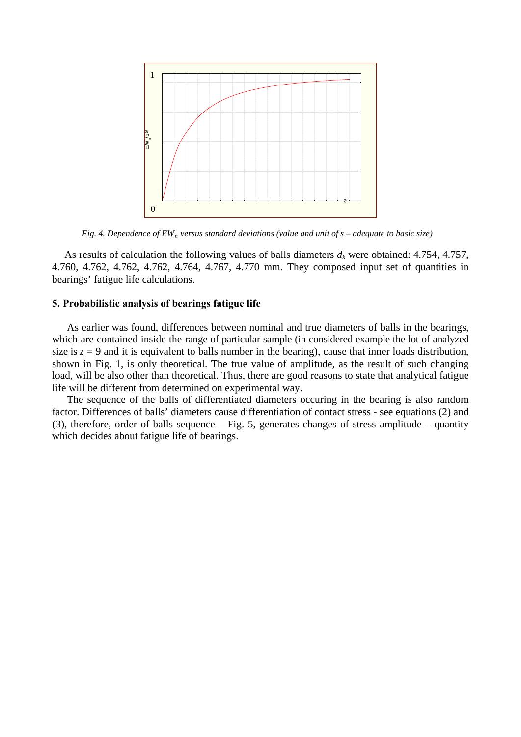*Fig. 4. Dependence of $EW_n$ versus standard deviations (value and unit of s – adequate to basic size)*

As results of calculation the following values of balls diameters $d_k$ were obtained: 4.754, 4.757, 4.760, 4.762, 4.762, 4.762, 4.764, 4.767, 4.770 mm. They composed input set of quantities in bearings' fatigue life calculations.

### 5. Probabilistic analysis of bearings fatigue life

As earlier was found, differences between nominal and true diameters of balls in the bearings, which are contained inside the range of particular sample (in considered example the lot of analyzed size is $z = 9$ and it is equivalent to balls number in the bearing), cause that inner loads distribution, shown in Fig. 1, is only theoretical. The true value of amplitude, as the result of such changing load, will be also other than theoretical. Thus, there are good reasons to state that analytical fatigue life will be different from determined on experimental way.

The sequence of the balls of differentiated diameters occuring in the bearing is also random factor. Differences of balls' diameters cause differentiation of contact stress - see equations (2) and (3), therefore, order of balls sequence – Fig. 5, generates changes of stress amplitude – quantity which decides about fatigue life of bearings.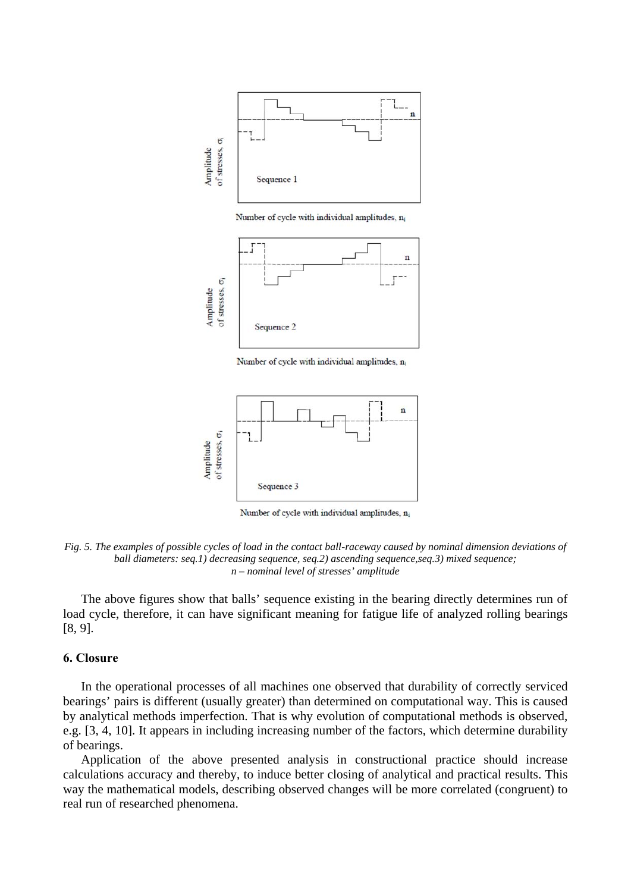*Fig. 5. The examples of possible cycles of load in the contact ball-raceway caused by nominal dimension deviations of ball diameters: seq.1) decreasing sequence, seq.2) ascending sequence,seq.3) mixed sequence; n – nominal level of stresses' amplitude*

The above figures show that balls' sequence existing in the bearing directly determines run of load cycle, therefore, it can have significant meaning for fatigue life of analyzed rolling bearings [8, 9].

### 6. Closure

In the operational processes of all machines one observed that durability of correctly serviced bearings' pairs is different (usually greater) than determined on computational way. This is caused by analytical methods imperfection. That is why evolution of computational methods is observed, e.g. [3, 4, 10]. It appears in including increasing number of the factors, which determine durability of bearings.

Application of the above presented analysis in constructional practice should increase calculations accuracy and thereby, to induce better closing of analytical and practical results. This way the mathematical models, describing observed changes will be more correlated (congruent) to real run of researched phenomena.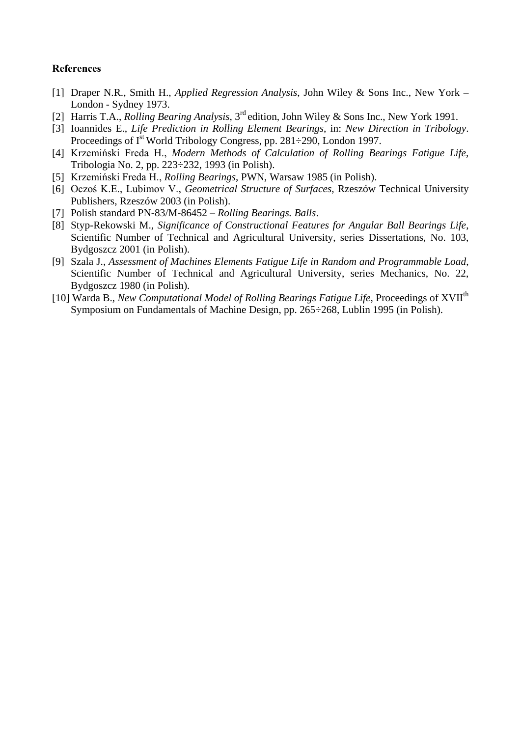**References**

[1] Draper N.R., Smith H., *Applied Regression Analysis*, John Wiley & Sons Inc., New York – London - Sydney 1973.

[2] Harris T.A., *Rolling Bearing Analysis*, 3rd edition, John Wiley & Sons Inc., New York 1991.

[3] Ioannides E., *Life Prediction in Rolling Element Bearings*, in: *New Direction in Tribology*. Proceedings of Ist World Tribology Congress, pp. 281÷290, London 1997.

[4] Krzemiński Freda H., *Modern Methods of Calculation of Rolling Bearings Fatigue Life*, Tribologia No. 2, pp. 223÷232, 1993 (in Polish).

[5] Krzemiński Freda H., *Rolling Bearings*, PWN, Warsaw 1985 (in Polish).

[6] Oczoś K.E., Lubimov V., *Geometrical Structure of Surfaces*, Rzeszów Technical University Publishers, Rzeszów 2003 (in Polish).

[7] Polish standard PN-83/M-86452 – *Rolling Bearings. Balls*.

[8] Styp-Rekowski M., *Significance of Constructional Features for Angular Ball Bearings Life*, Scientific Number of Technical and Agricultural University, series Dissertations, No. 103, Bydgoszcz 2001 (in Polish).

[9] Szala J., *Assessment of Machines Elements Fatigue Life in Random and Programmable Load*, Scientific Number of Technical and Agricultural University, series Mechanics, No. 22, Bydgoszcz 1980 (in Polish).

[10] Warda B., *New Computational Model of Rolling Bearings Fatigue Life*, Proceedings of XVIIth Symposium on Fundamentals of Machine Design, pp. 265÷268, Lublin 1995 (in Polish).